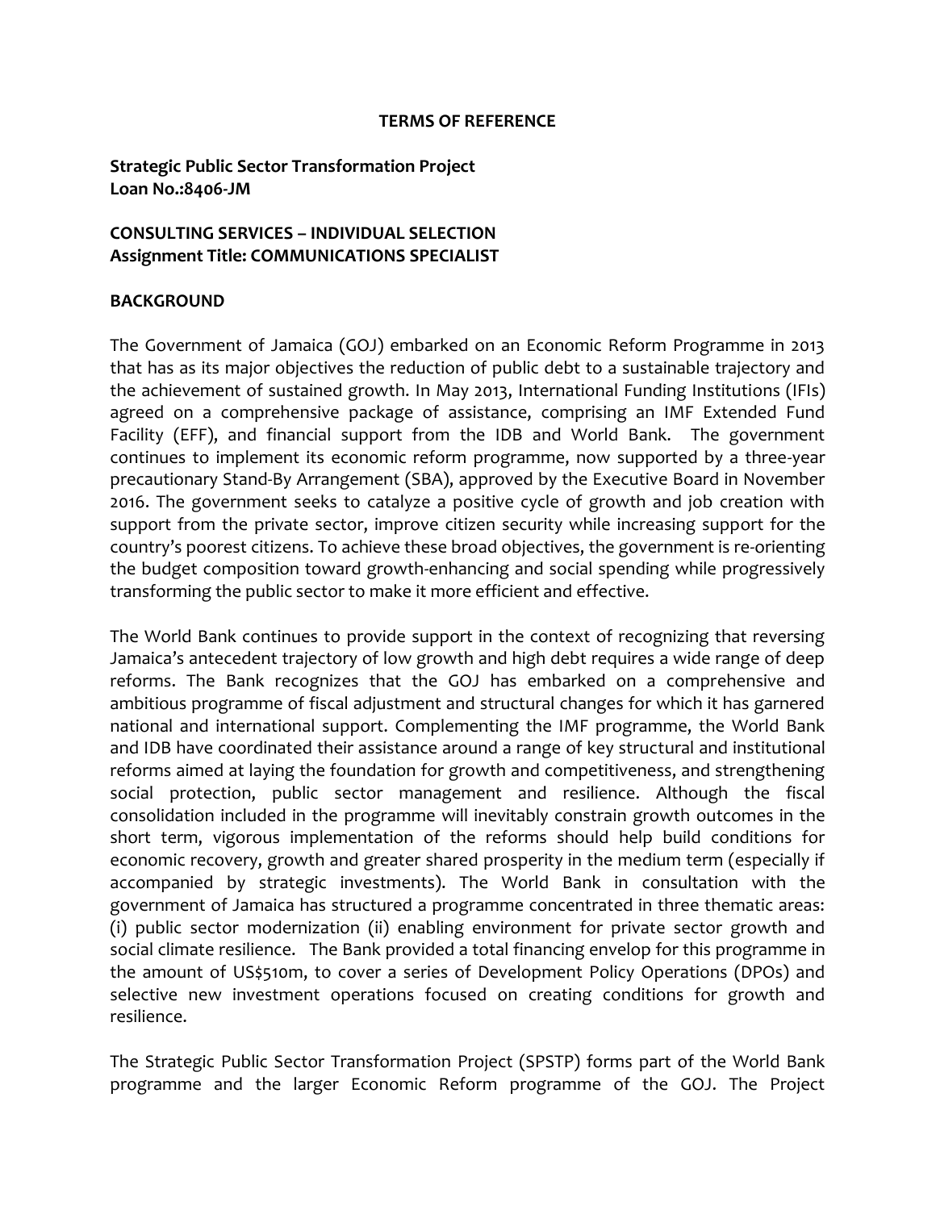**TERMS OF REFERENCE**

**Strategic Public Sector Transformation Project**
**Loan No.:8406-JM**

**CONSULTING SERVICES – INDIVIDUAL SELECTION**
**Assignment Title: COMMUNICATIONS SPECIALIST**

**BACKGROUND**

The Government of Jamaica (GOJ) embarked on an Economic Reform Programme in 2013 that has as its major objectives the reduction of public debt to a sustainable trajectory and the achievement of sustained growth. In May 2013, International Funding Institutions (IFIs) agreed on a comprehensive package of assistance, comprising an IMF Extended Fund Facility (EFF), and financial support from the IDB and World Bank. The government continues to implement its economic reform programme, now supported by a three-year precautionary Stand-By Arrangement (SBA), approved by the Executive Board in November 2016. The government seeks to catalyze a positive cycle of growth and job creation with support from the private sector, improve citizen security while increasing support for the country's poorest citizens. To achieve these broad objectives, the government is re-orienting the budget composition toward growth-enhancing and social spending while progressively transforming the public sector to make it more efficient and effective.

The World Bank continues to provide support in the context of recognizing that reversing Jamaica's antecedent trajectory of low growth and high debt requires a wide range of deep reforms. The Bank recognizes that the GOJ has embarked on a comprehensive and ambitious programme of fiscal adjustment and structural changes for which it has garnered national and international support. Complementing the IMF programme, the World Bank and IDB have coordinated their assistance around a range of key structural and institutional reforms aimed at laying the foundation for growth and competitiveness, and strengthening social protection, public sector management and resilience. Although the fiscal consolidation included in the programme will inevitably constrain growth outcomes in the short term, vigorous implementation of the reforms should help build conditions for economic recovery, growth and greater shared prosperity in the medium term (especially if accompanied by strategic investments). The World Bank in consultation with the government of Jamaica has structured a programme concentrated in three thematic areas: (i) public sector modernization (ii) enabling environment for private sector growth and social climate resilience. The Bank provided a total financing envelop for this programme in the amount of US$510m, to cover a series of Development Policy Operations (DPOs) and selective new investment operations focused on creating conditions for growth and resilience.

The Strategic Public Sector Transformation Project (SPSTP) forms part of the World Bank programme and the larger Economic Reform programme of the GOJ. The Project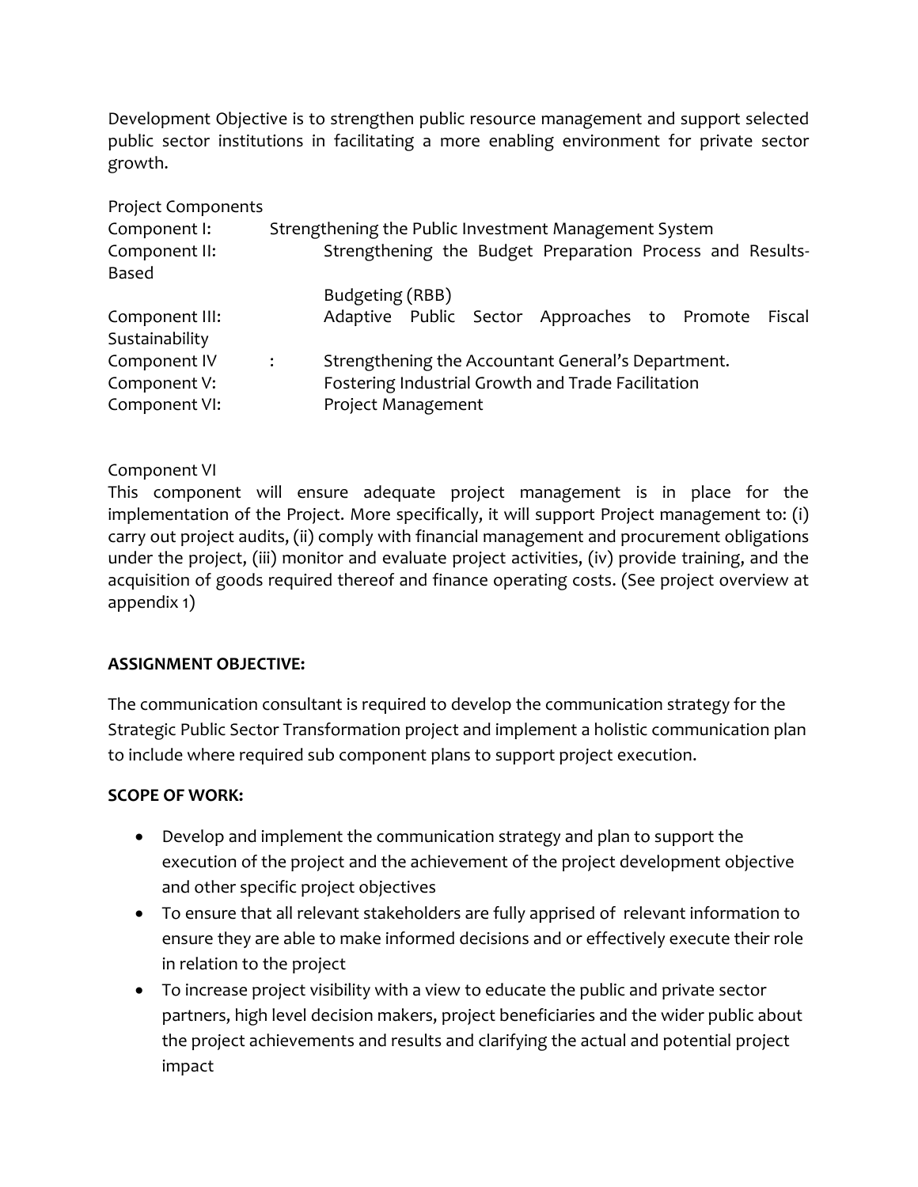Development Objective is to strengthen public resource management and support selected public sector institutions in facilitating a more enabling environment for private sector growth.

Project Components

| | |
|---|---|
| Component I: | Strengthening the Public Investment Management System |
| Component II: | Strengthening the Budget Preparation Process and Results-Based Budgeting (RBB) |
| Component III: | Adaptive Public Sector Approaches to Promote Fiscal Sustainability |
| Component IV : | Strengthening the Accountant General's Department. |
| Component V: | Fostering Industrial Growth and Trade Facilitation |
| Component VI: | Project Management |

Component VI

This component will ensure adequate project management is in place for the implementation of the Project. More specifically, it will support Project management to: (i) carry out project audits, (ii) comply with financial management and procurement obligations under the project, (iii) monitor and evaluate project activities, (iv) provide training, and the acquisition of goods required thereof and finance operating costs. (See project overview at appendix 1)

**ASSIGNMENT OBJECTIVE:**

The communication consultant is required to develop the communication strategy for the Strategic Public Sector Transformation project and implement a holistic communication plan to include where required sub component plans to support project execution.

**SCOPE OF WORK:**

- Develop and implement the communication strategy and plan to support the execution of the project and the achievement of the project development objective and other specific project objectives
- To ensure that all relevant stakeholders are fully apprised of relevant information to ensure they are able to make informed decisions and or effectively execute their role in relation to the project
- To increase project visibility with a view to educate the public and private sector partners, high level decision makers, project beneficiaries and the wider public about the project achievements and results and clarifying the actual and potential project impact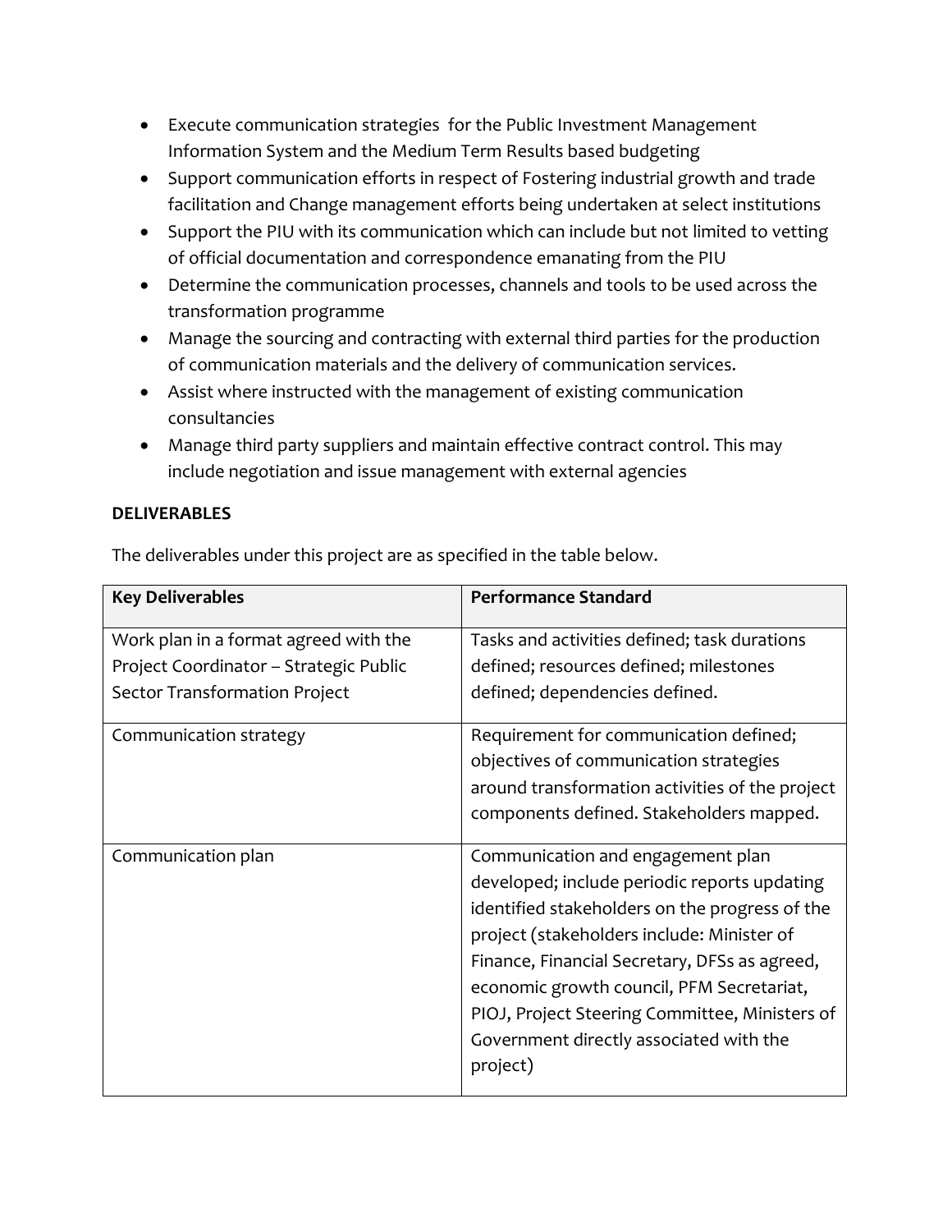- Execute communication strategies  for the Public Investment Management Information System and the Medium Term Results based budgeting
- Support communication efforts in respect of Fostering industrial growth and trade facilitation and Change management efforts being undertaken at select institutions
- Support the PIU with its communication which can include but not limited to vetting of official documentation and correspondence emanating from the PIU
- Determine the communication processes, channels and tools to be used across the transformation programme
- Manage the sourcing and contracting with external third parties for the production of communication materials and the delivery of communication services.
- Assist where instructed with the management of existing communication consultancies
- Manage third party suppliers and maintain effective contract control. This may include negotiation and issue management with external agencies

**DELIVERABLES**

The deliverables under this project are as specified in the table below.

| Key Deliverables | Performance Standard |
|---|---|
| Work plan in a format agreed with the Project Coordinator – Strategic Public Sector Transformation Project | Tasks and activities defined; task durations defined; resources defined; milestones defined; dependencies defined. |
| Communication strategy | Requirement for communication defined; objectives of communication strategies around transformation activities of the project components defined. Stakeholders mapped. |
| Communication plan | Communication and engagement plan developed; include periodic reports updating identified stakeholders on the progress of the project (stakeholders include: Minister of Finance, Financial Secretary, DFSs as agreed, economic growth council, PFM Secretariat, PIOJ, Project Steering Committee, Ministers of Government directly associated with the project) |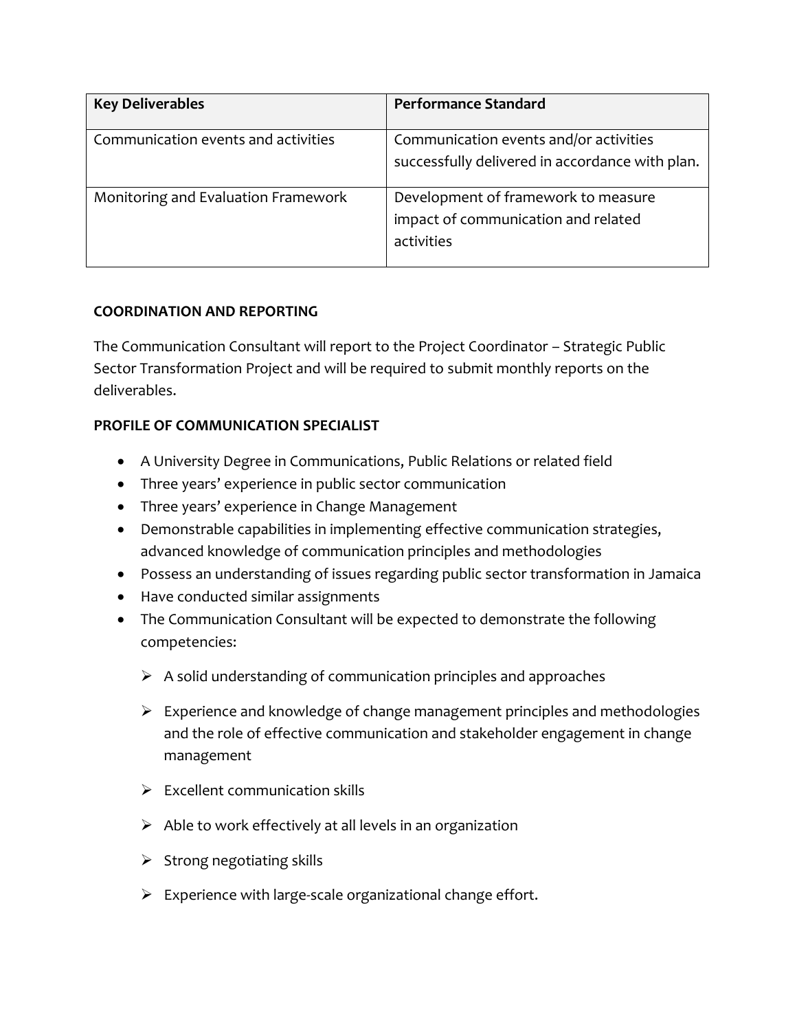| Key Deliverables | Performance Standard |
| --- | --- |
| Communication events and activities | Communication events and/or activities successfully delivered in accordance with plan. |
| Monitoring and Evaluation Framework | Development of framework to measure impact of communication and related activities |

**COORDINATION AND REPORTING**

The Communication Consultant will report to the Project Coordinator – Strategic Public Sector Transformation Project and will be required to submit monthly reports on the deliverables.

**PROFILE OF COMMUNICATION SPECIALIST**

- A University Degree in Communications, Public Relations or related field
- Three years' experience in public sector communication
- Three years' experience in Change Management
- Demonstrable capabilities in implementing effective communication strategies, advanced knowledge of communication principles and methodologies
- Possess an understanding of issues regarding public sector transformation in Jamaica
- Have conducted similar assignments
- The Communication Consultant will be expected to demonstrate the following competencies:
  - A solid understanding of communication principles and approaches
  - Experience and knowledge of change management principles and methodologies and the role of effective communication and stakeholder engagement in change management
  - Excellent communication skills
  - Able to work effectively at all levels in an organization
  - Strong negotiating skills
  - Experience with large-scale organizational change effort.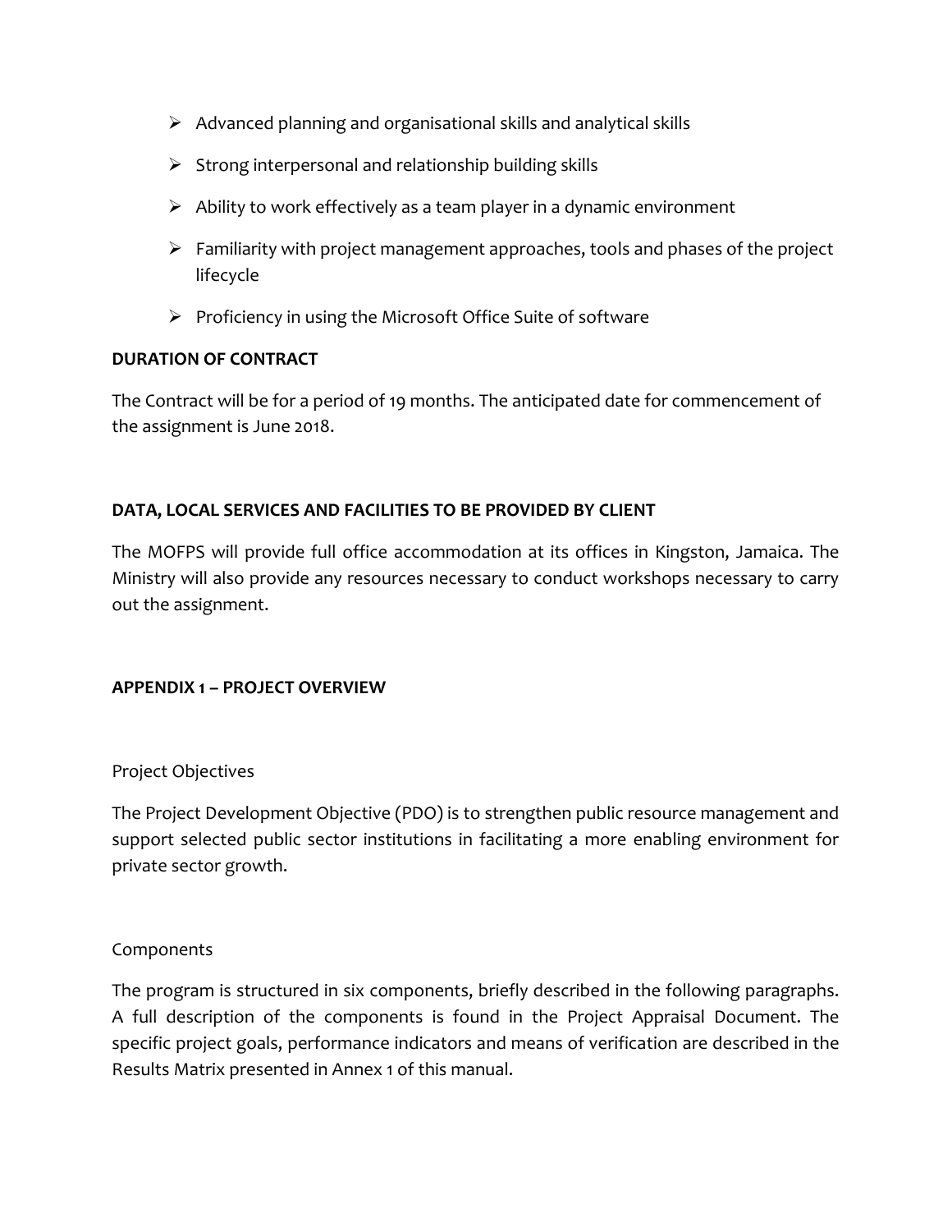- Advanced planning and organisational skills and analytical skills
- Strong interpersonal and relationship building skills
- Ability to work effectively as a team player in a dynamic environment
- Familiarity with project management approaches, tools and phases of the project lifecycle
- Proficiency in using the Microsoft Office Suite of software

**DURATION OF CONTRACT**

The Contract will be for a period of 19 months. The anticipated date for commencement of the assignment is June 2018.

**DATA, LOCAL SERVICES AND FACILITIES TO BE PROVIDED BY CLIENT**

The MOFPS will provide full office accommodation at its offices in Kingston, Jamaica. The Ministry will also provide any resources necessary to conduct workshops necessary to carry out the assignment.

**APPENDIX 1 – PROJECT OVERVIEW**

Project Objectives

The Project Development Objective (PDO) is to strengthen public resource management and support selected public sector institutions in facilitating a more enabling environment for private sector growth.

Components

The program is structured in six components, briefly described in the following paragraphs. A full description of the components is found in the Project Appraisal Document. The specific project goals, performance indicators and means of verification are described in the Results Matrix presented in Annex 1 of this manual.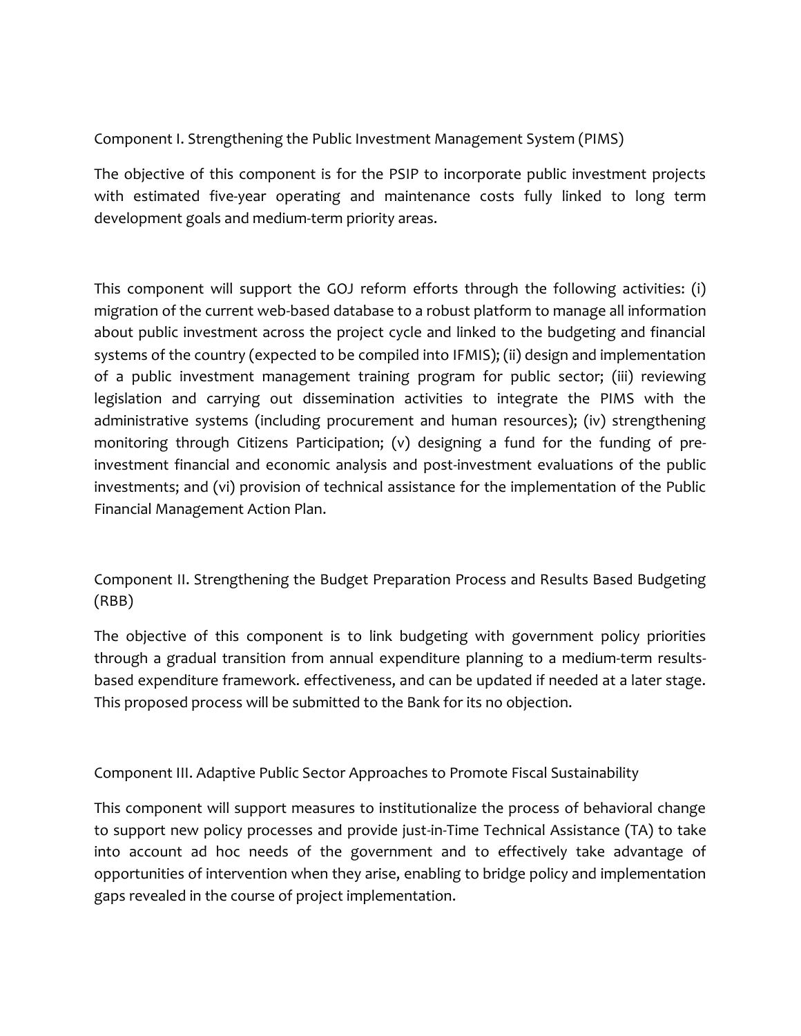Component I. Strengthening the Public Investment Management System (PIMS)

The objective of this component is for the PSIP to incorporate public investment projects with estimated five-year operating and maintenance costs fully linked to long term development goals and medium-term priority areas.

This component will support the GOJ reform efforts through the following activities: (i) migration of the current web-based database to a robust platform to manage all information about public investment across the project cycle and linked to the budgeting and financial systems of the country (expected to be compiled into IFMIS); (ii) design and implementation of a public investment management training program for public sector; (iii) reviewing legislation and carrying out dissemination activities to integrate the PIMS with the administrative systems (including procurement and human resources); (iv) strengthening monitoring through Citizens Participation; (v) designing a fund for the funding of pre-investment financial and economic analysis and post-investment evaluations of the public investments; and (vi) provision of technical assistance for the implementation of the Public Financial Management Action Plan.

Component II. Strengthening the Budget Preparation Process and Results Based Budgeting (RBB)

The objective of this component is to link budgeting with government policy priorities through a gradual transition from annual expenditure planning to a medium-term results-based expenditure framework. effectiveness, and can be updated if needed at a later stage. This proposed process will be submitted to the Bank for its no objection.

Component III. Adaptive Public Sector Approaches to Promote Fiscal Sustainability

This component will support measures to institutionalize the process of behavioral change to support new policy processes and provide just-in-Time Technical Assistance (TA) to take into account ad hoc needs of the government and to effectively take advantage of opportunities of intervention when they arise, enabling to bridge policy and implementation gaps revealed in the course of project implementation.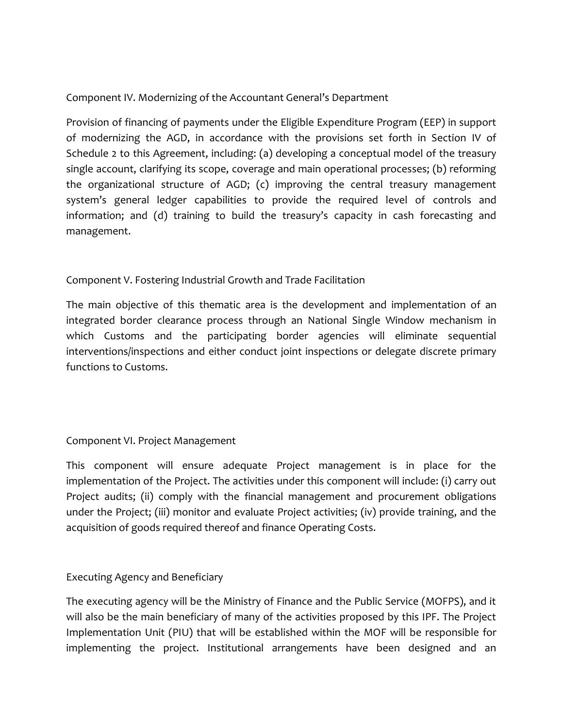## Component IV. Modernizing of the Accountant General's Department

Provision of financing of payments under the Eligible Expenditure Program (EEP) in support of modernizing the AGD, in accordance with the provisions set forth in Section IV of Schedule 2 to this Agreement, including: (a) developing a conceptual model of the treasury single account, clarifying its scope, coverage and main operational processes; (b) reforming the organizational structure of AGD; (c) improving the central treasury management system's general ledger capabilities to provide the required level of controls and information; and (d) training to build the treasury's capacity in cash forecasting and management.

## Component V. Fostering Industrial Growth and Trade Facilitation

The main objective of this thematic area is the development and implementation of an integrated border clearance process through an National Single Window mechanism in which Customs and the participating border agencies will eliminate sequential interventions/inspections and either conduct joint inspections or delegate discrete primary functions to Customs.

## Component VI. Project Management

This component will ensure adequate Project management is in place for the implementation of the Project. The activities under this component will include: (i) carry out Project audits; (ii) comply with the financial management and procurement obligations under the Project; (iii) monitor and evaluate Project activities; (iv) provide training, and the acquisition of goods required thereof and finance Operating Costs.

## Executing Agency and Beneficiary

The executing agency will be the Ministry of Finance and the Public Service (MOFPS), and it will also be the main beneficiary of many of the activities proposed by this IPF. The Project Implementation Unit (PIU) that will be established within the MOF will be responsible for implementing the project. Institutional arrangements have been designed and an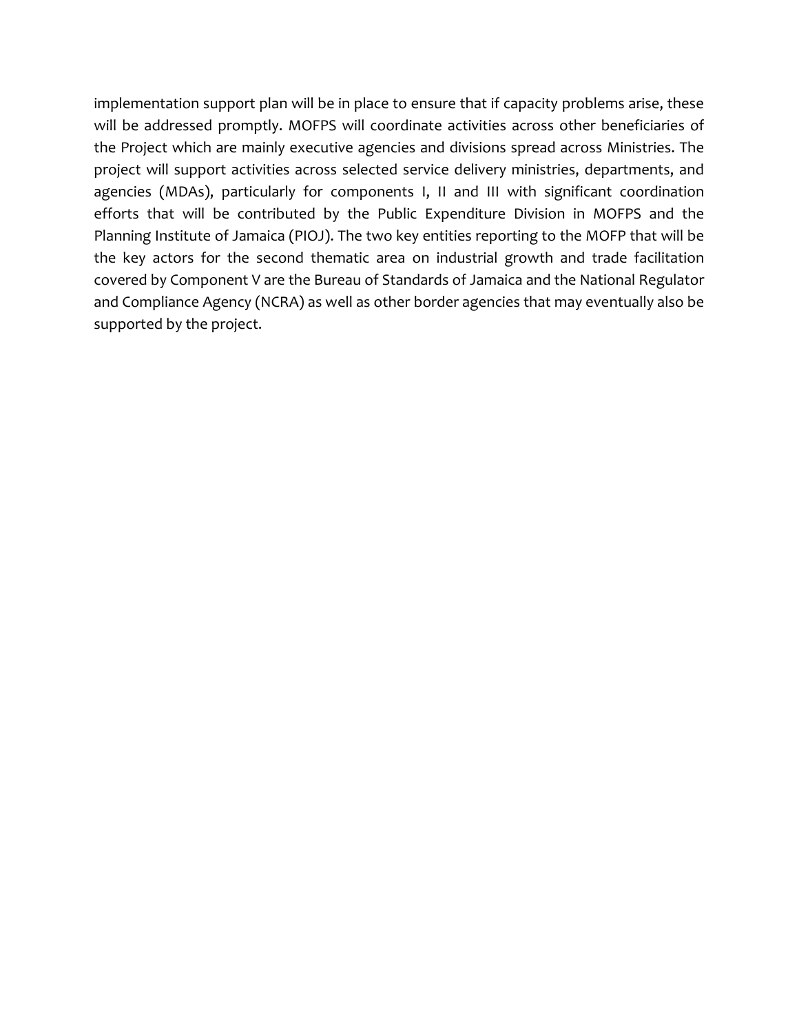implementation support plan will be in place to ensure that if capacity problems arise, these will be addressed promptly. MOFPS will coordinate activities across other beneficiaries of the Project which are mainly executive agencies and divisions spread across Ministries. The project will support activities across selected service delivery ministries, departments, and agencies (MDAs), particularly for components I, II and III with significant coordination efforts that will be contributed by the Public Expenditure Division in MOFPS and the Planning Institute of Jamaica (PIOJ). The two key entities reporting to the MOFP that will be the key actors for the second thematic area on industrial growth and trade facilitation covered by Component V are the Bureau of Standards of Jamaica and the National Regulator and Compliance Agency (NCRA) as well as other border agencies that may eventually also be supported by the project.